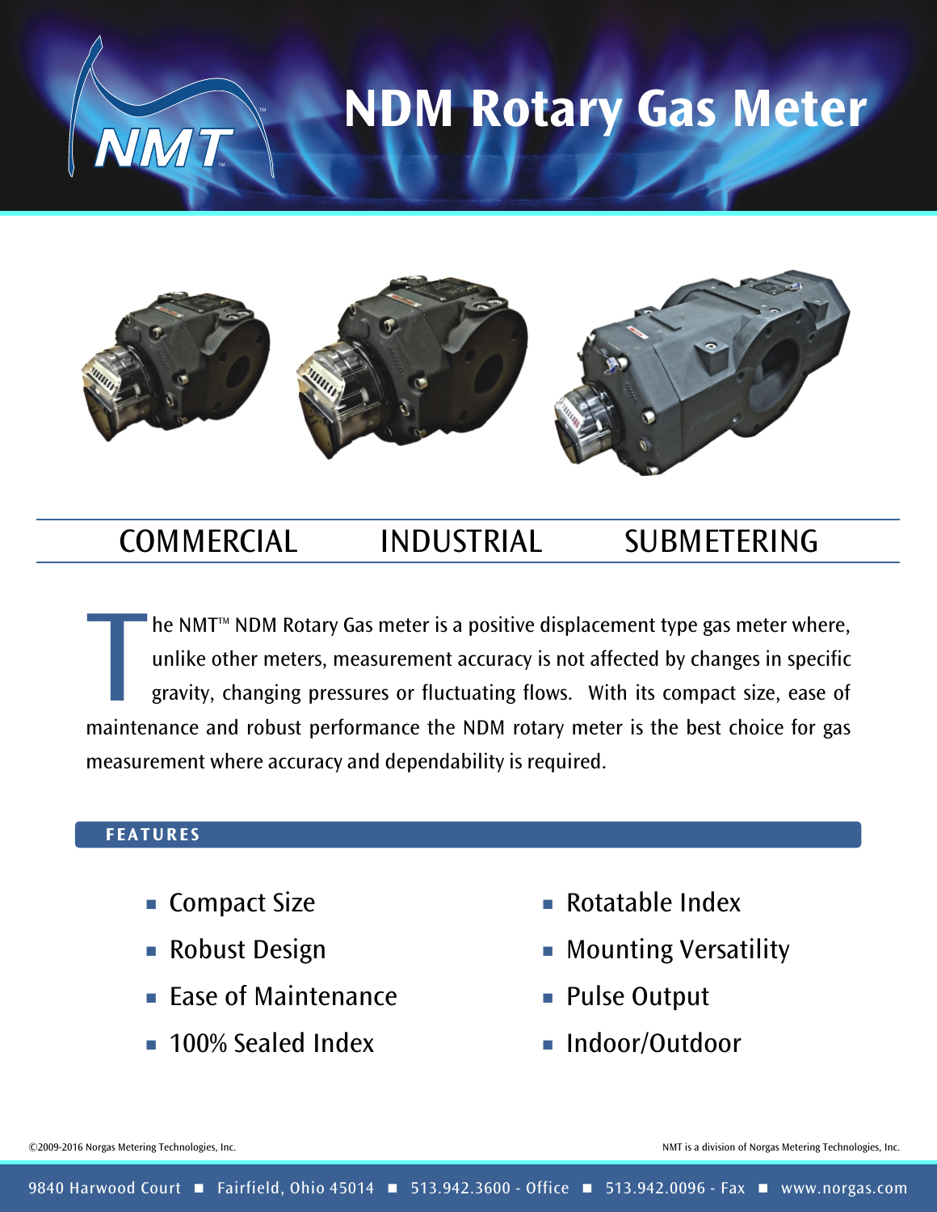# NDM Rotary Gas Meter

COMMERCIAL INDUSTRIAL SUBMETERING

The NMT™ NDM Rotary Gas meter is a positive displacement type gas meter where, unlike other meters, measurement accuracy is not affected by changes in specific gravity, changing pressures or fluctuating flows. With its compact size, ease of maintenance and robust performance the NDM rotary meter is the best choice for gas measurement where accuracy and dependability is required.

## FEATURES

- Compact Size
- Robust Design
- Ease of Maintenance
- 100% Sealed Index
- Rotatable Index
- Mounting Versatility
- Pulse Output
- Indoor/Outdoor

©2009-2016 Norgas Metering Technologies, Inc.

NMT is a division of Norgas Metering Technologies, Inc.

9840 Harwood Court ■ Fairfield, Ohio 45014 ■ 513.942.3600 - Office ■ 513.942.0096 - Fax ■ www.norgas.com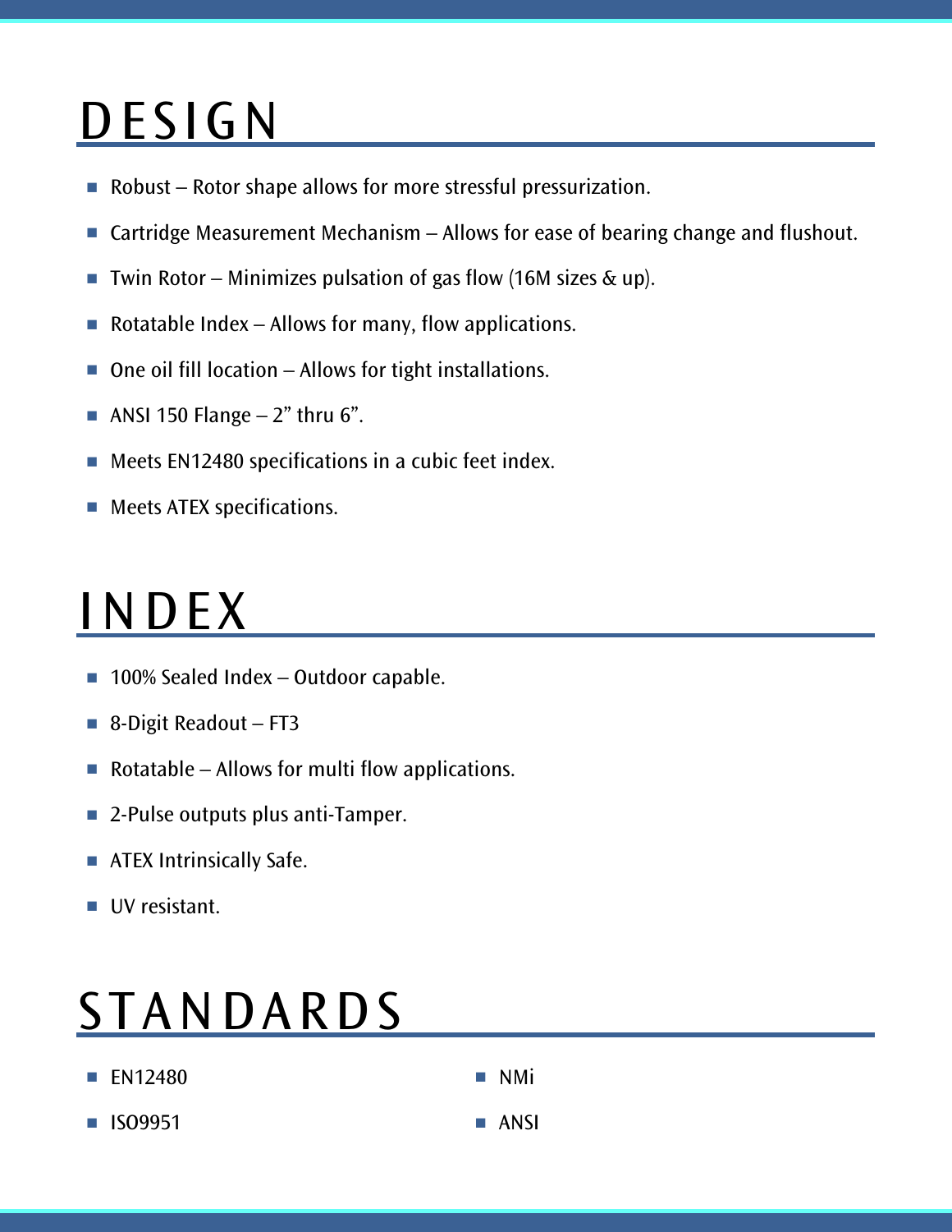# DESIGN

- Robust – Rotor shape allows for more stressful pressurization.
- Cartridge Measurement Mechanism – Allows for ease of bearing change and flushout.
- Twin Rotor – Minimizes pulsation of gas flow (16M sizes & up).
- Rotatable Index – Allows for many, flow applications.
- One oil fill location – Allows for tight installations.
- ANSI 150 Flange – 2" thru 6".
- Meets EN12480 specifications in a cubic feet index.
- Meets ATEX specifications.

# INDEX

- 100% Sealed Index – Outdoor capable.
- 8-Digit Readout – FT3
- Rotatable – Allows for multi flow applications.
- 2-Pulse outputs plus anti-Tamper.
- ATEX Intrinsically Safe.
- UV resistant.

# STANDARDS

- EN12480
- ISO9951
- NMi
- ANSI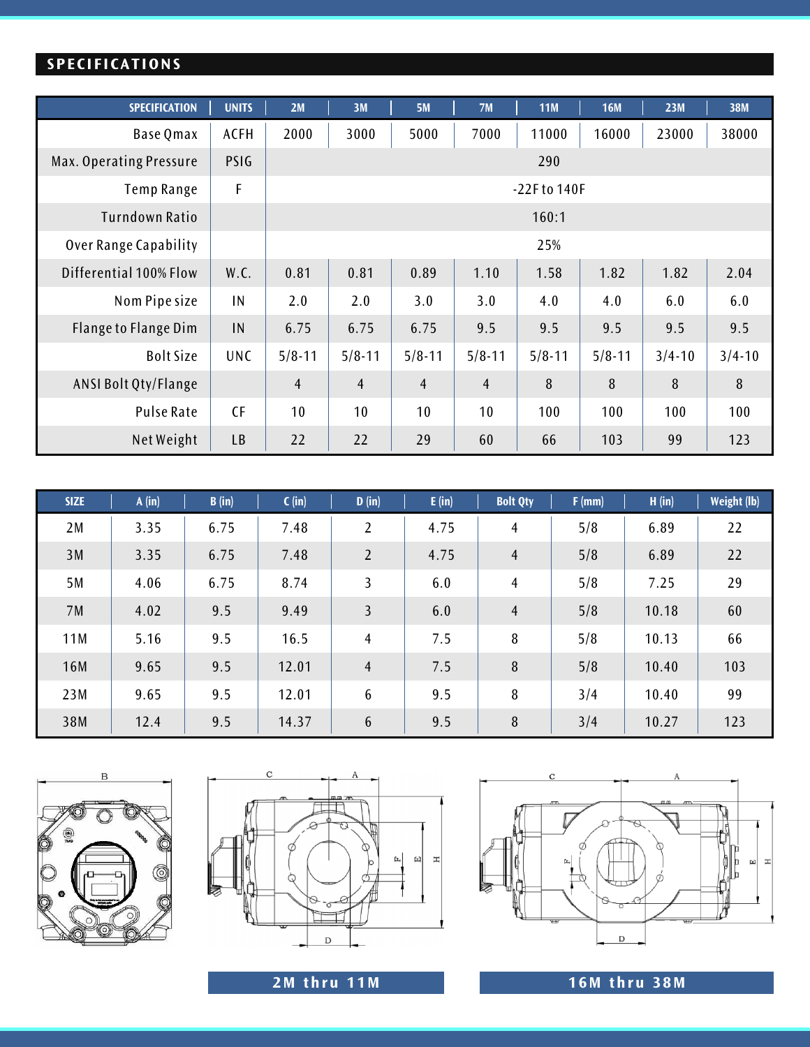## SPECIFICATIONS

| SPECIFICATION | UNITS | 2M | 3M | 5M | 7M | 11M | 16M | 23M | 38M |
|---|---|---|---|---|---|---|---|---|---|
| Base Qmax | ACFH | 2000 | 3000 | 5000 | 7000 | 11000 | 16000 | 23000 | 38000 |
| Max. Operating Pressure | PSIG | 290 | | | | | | | |
| Temp Range | F | -22F to 140F | | | | | | | |
| Turndown Ratio | | 160:1 | | | | | | | |
| Over Range Capability | | 25% | | | | | | | |
| Differential 100% Flow | W.C. | 0.81 | 0.81 | 0.89 | 1.10 | 1.58 | 1.82 | 1.82 | 2.04 |
| Nom Pipe size | IN | 2.0 | 2.0 | 3.0 | 3.0 | 4.0 | 4.0 | 6.0 | 6.0 |
| Flange to Flange Dim | IN | 6.75 | 6.75 | 6.75 | 9.5 | 9.5 | 9.5 | 9.5 | 9.5 |
| Bolt Size | UNC | 5/8-11 | 5/8-11 | 5/8-11 | 5/8-11 | 5/8-11 | 5/8-11 | 3/4-10 | 3/4-10 |
| ANSI Bolt Qty/Flange | | 4 | 4 | 4 | 4 | 8 | 8 | 8 | 8 |
| Pulse Rate | CF | 10 | 10 | 10 | 10 | 100 | 100 | 100 | 100 |
| Net Weight | LB | 22 | 22 | 29 | 60 | 66 | 103 | 99 | 123 |

| SIZE | A (in) | B (in) | C (in) | D (in) | E (in) | Bolt Qty | F (mm) | H (in) | Weight (lb) |
|---|---|---|---|---|---|---|---|---|---|
| 2M | 3.35 | 6.75 | 7.48 | 2 | 4.75 | 4 | 5/8 | 6.89 | 22 |
| 3M | 3.35 | 6.75 | 7.48 | 2 | 4.75 | 4 | 5/8 | 6.89 | 22 |
| 5M | 4.06 | 6.75 | 8.74 | 3 | 6.0 | 4 | 5/8 | 7.25 | 29 |
| 7M | 4.02 | 9.5 | 9.49 | 3 | 6.0 | 4 | 5/8 | 10.18 | 60 |
| 11M | 5.16 | 9.5 | 16.5 | 4 | 7.5 | 8 | 5/8 | 10.13 | 66 |
| 16M | 9.65 | 9.5 | 12.01 | 4 | 7.5 | 8 | 5/8 | 10.40 | 103 |
| 23M | 9.65 | 9.5 | 12.01 | 6 | 9.5 | 8 | 3/4 | 10.40 | 99 |
| 38M | 12.4 | 9.5 | 14.37 | 6 | 9.5 | 8 | 3/4 | 10.27 | 123 |

**2M thru 11M**

**16M thru 38M**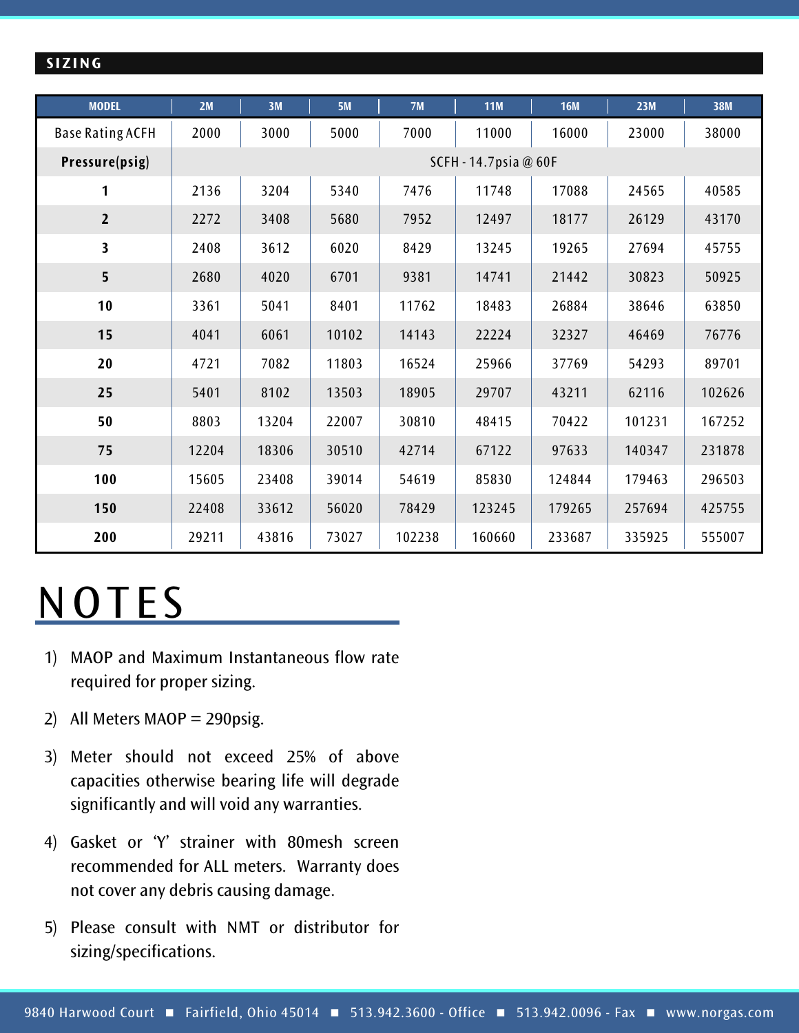## SIZING

| MODEL | 2M | 3M | 5M | 7M | 11M | 16M | 23M | 38M |
|---|---|---|---|---|---|---|---|---|
| Base Rating ACFH | 2000 | 3000 | 5000 | 7000 | 11000 | 16000 | 23000 | 38000 |
| **Pressure(psig)** | SCFH - 14.7psia @ 60F | | | | | | | |
| **1** | 2136 | 3204 | 5340 | 7476 | 11748 | 17088 | 24565 | 40585 |
| **2** | 2272 | 3408 | 5680 | 7952 | 12497 | 18177 | 26129 | 43170 |
| **3** | 2408 | 3612 | 6020 | 8429 | 13245 | 19265 | 27694 | 45755 |
| **5** | 2680 | 4020 | 6701 | 9381 | 14741 | 21442 | 30823 | 50925 |
| **10** | 3361 | 5041 | 8401 | 11762 | 18483 | 26884 | 38646 | 63850 |
| **15** | 4041 | 6061 | 10102 | 14143 | 22224 | 32327 | 46469 | 76776 |
| **20** | 4721 | 7082 | 11803 | 16524 | 25966 | 37769 | 54293 | 89701 |
| **25** | 5401 | 8102 | 13503 | 18905 | 29707 | 43211 | 62116 | 102626 |
| **50** | 8803 | 13204 | 22007 | 30810 | 48415 | 70422 | 101231 | 167252 |
| **75** | 12204 | 18306 | 30510 | 42714 | 67122 | 97633 | 140347 | 231878 |
| **100** | 15605 | 23408 | 39014 | 54619 | 85830 | 124844 | 179463 | 296503 |
| **150** | 22408 | 33612 | 56020 | 78429 | 123245 | 179265 | 257694 | 425755 |
| **200** | 29211 | 43816 | 73027 | 102238 | 160660 | 233687 | 335925 | 555007 |

# NOTES

1) MAOP and Maximum Instantaneous flow rate required for proper sizing.
2) All Meters MAOP = 290psig.
3) Meter should not exceed 25% of above capacities otherwise bearing life will degrade significantly and will void any warranties.
4) Gasket or 'Y' strainer with 80mesh screen recommended for ALL meters. Warranty does not cover any debris causing damage.
5) Please consult with NMT or distributor for sizing/specifications.

9840 Harwood Court ■ Fairfield, Ohio 45014 ■ 513.942.3600 - Office ■ 513.942.0096 - Fax ■ www.norgas.com